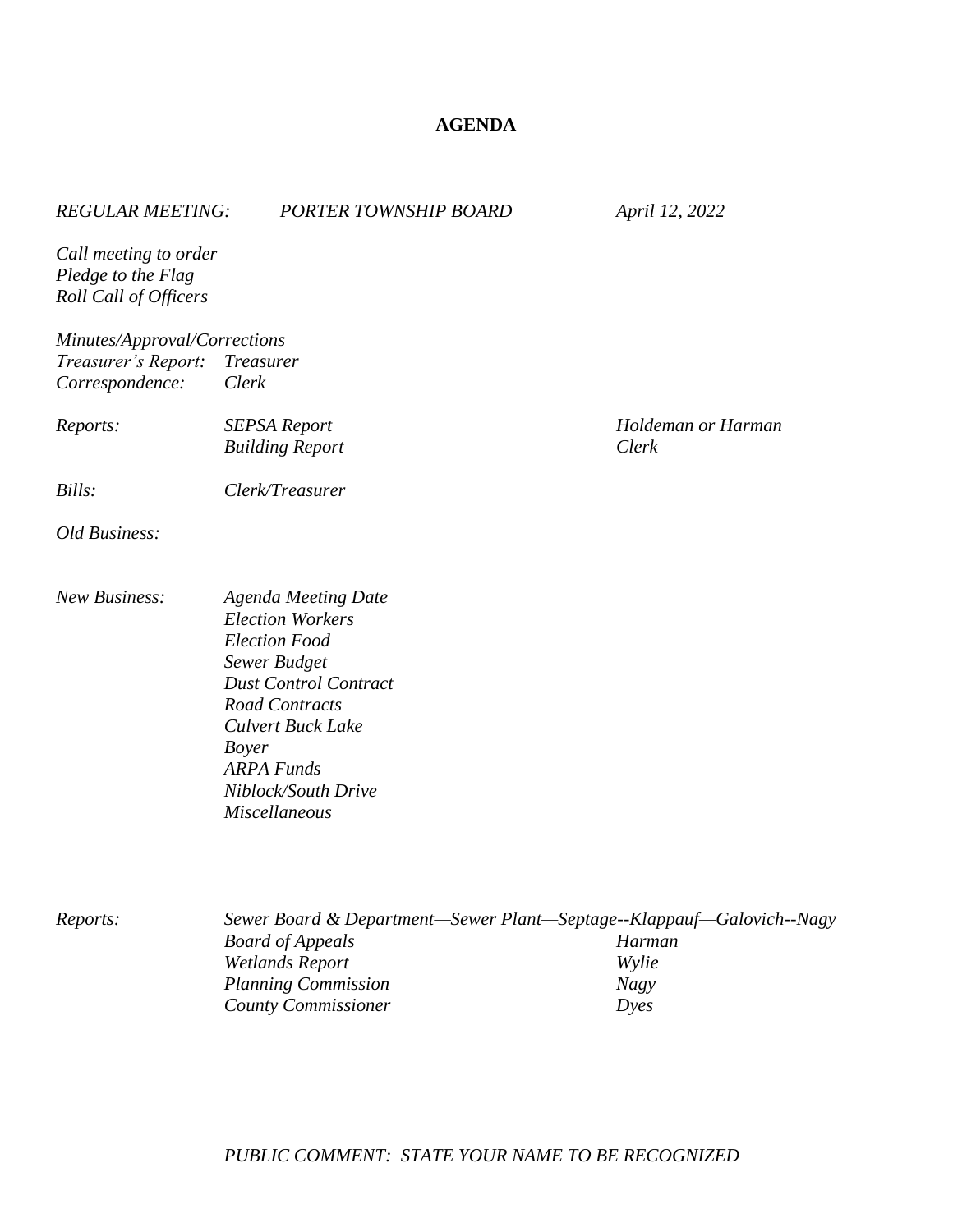# AGENDA

*REGULAR MEETING: PORTER TOWNSHIP BOARD April 12, 2022*

*Call meeting to order*
*Pledge to the Flag*
*Roll Call of Officers*

*Minutes/Approval/Corrections*
*Treasurer's Report: Treasurer*
*Correspondence: Clerk*

| | | |
|---|---|---|
| *Reports:* | *SEPSA Report* | *Holdeman or Harman* |
| | *Building Report* | *Clerk* |

*Bills: Clerk/Treasurer*

*Old Business:*

*New Business:*

- *Agenda Meeting Date*
- *Election Workers*
- *Election Food*
- *Sewer Budget*
- *Dust Control Contract*
- *Road Contracts*
- *Culvert Buck Lake*
- *Boyer*
- *ARPA Funds*
- *Niblock/South Drive*
- *Miscellaneous*

*Reports:* *Sewer Board & Department—Sewer Plant—Septage--Klappauf—Galovich--Nagy*

| | |
|---|---|
| *Board of Appeals* | *Harman* |
| *Wetlands Report* | *Wylie* |
| *Planning Commission* | *Nagy* |
| *County Commissioner* | *Dyes* |

*PUBLIC COMMENT: STATE YOUR NAME TO BE RECOGNIZED*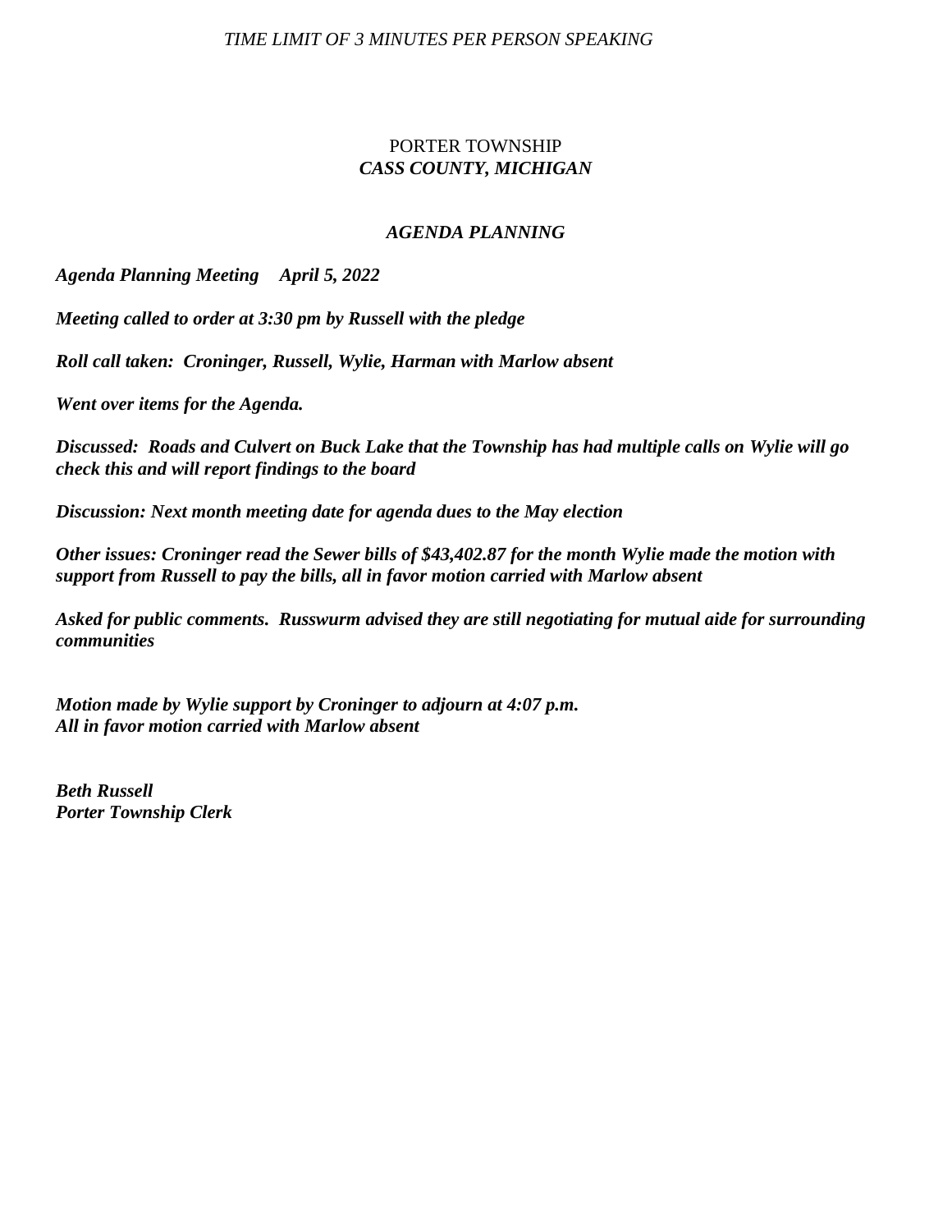*TIME LIMIT OF 3 MINUTES PER PERSON SPEAKING*

PORTER TOWNSHIP
***CASS COUNTY, MICHIGAN***

*AGENDA PLANNING*

***Agenda Planning Meeting    April 5, 2022***

***Meeting called to order at 3:30 pm by Russell with the pledge***

***Roll call taken:  Croninger, Russell, Wylie, Harman with Marlow absent***

***Went over items for the Agenda.***

***Discussed:  Roads and Culvert on Buck Lake that the Township has had multiple calls on Wylie will go check this and will report findings to the board***

***Discussion: Next month meeting date for agenda dues to the May election***

***Other issues: Croninger read the Sewer bills of $43,402.87 for the month Wylie made the motion with support from Russell to pay the bills, all in favor motion carried with Marlow absent***

***Asked for public comments.  Russwurm advised they are still negotiating for mutual aide for surrounding communities***

***Motion made by Wylie support by Croninger to adjourn at 4:07 p.m.***
***All in favor motion carried with Marlow absent***

***Beth Russell***
***Porter Township Clerk***